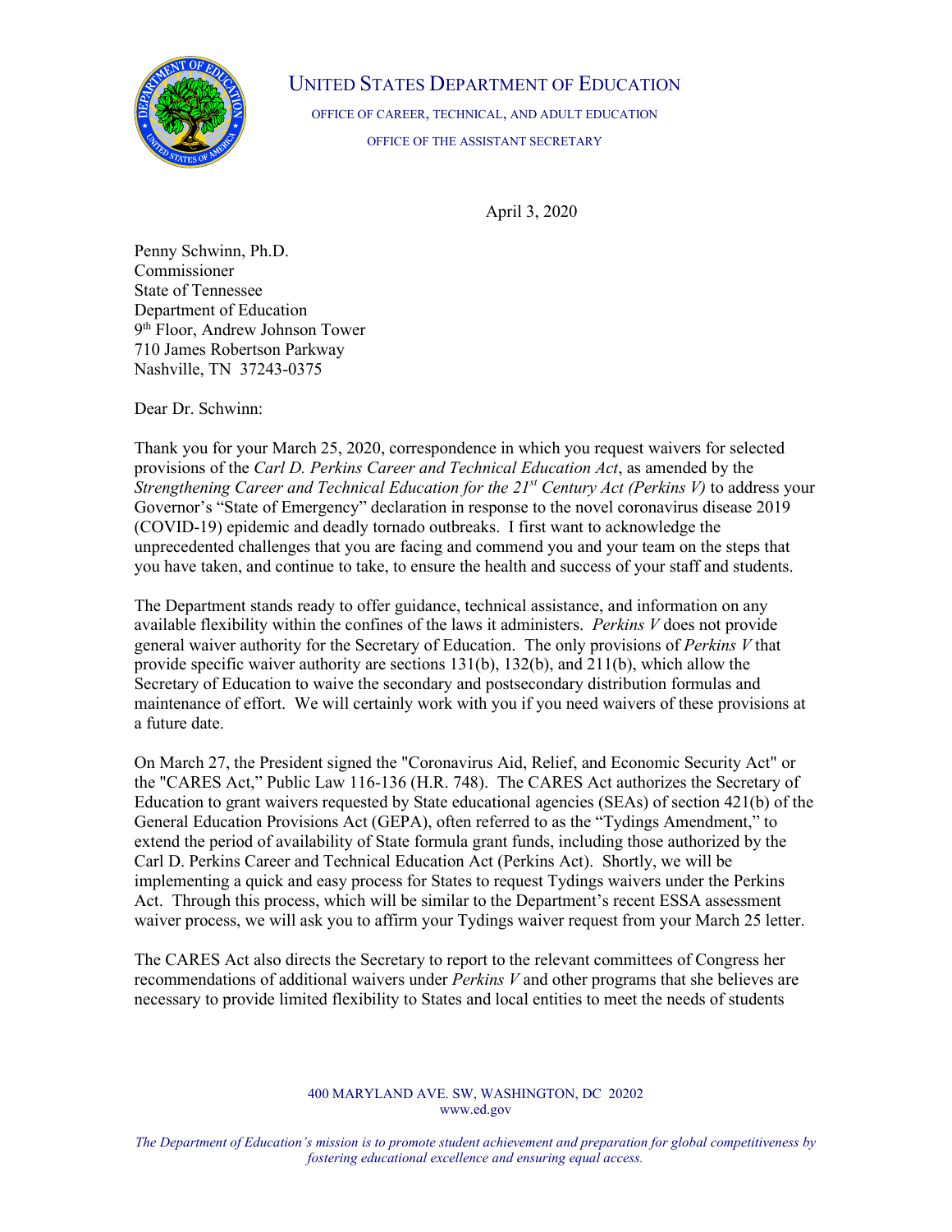UNITED STATES DEPARTMENT OF EDUCATION

OFFICE OF CAREER, TECHNICAL, AND ADULT EDUCATION

OFFICE OF THE ASSISTANT SECRETARY

April 3, 2020

Penny Schwinn, Ph.D.
Commissioner
State of Tennessee
Department of Education
9th Floor, Andrew Johnson Tower
710 James Robertson Parkway
Nashville, TN 37243-0375

Dear Dr. Schwinn:

Thank you for your March 25, 2020, correspondence in which you request waivers for selected provisions of the *Carl D. Perkins Career and Technical Education Act*, as amended by the *Strengthening Career and Technical Education for the 21st Century Act (Perkins V)* to address your Governor's "State of Emergency" declaration in response to the novel coronavirus disease 2019 (COVID-19) epidemic and deadly tornado outbreaks. I first want to acknowledge the unprecedented challenges that you are facing and commend you and your team on the steps that you have taken, and continue to take, to ensure the health and success of your staff and students.

The Department stands ready to offer guidance, technical assistance, and information on any available flexibility within the confines of the laws it administers. *Perkins V* does not provide general waiver authority for the Secretary of Education. The only provisions of *Perkins V* that provide specific waiver authority are sections 131(b), 132(b), and 211(b), which allow the Secretary of Education to waive the secondary and postsecondary distribution formulas and maintenance of effort. We will certainly work with you if you need waivers of these provisions at a future date.

On March 27, the President signed the "Coronavirus Aid, Relief, and Economic Security Act" or the "CARES Act," Public Law 116-136 (H.R. 748). The CARES Act authorizes the Secretary of Education to grant waivers requested by State educational agencies (SEAs) of section 421(b) of the General Education Provisions Act (GEPA), often referred to as the "Tydings Amendment," to extend the period of availability of State formula grant funds, including those authorized by the Carl D. Perkins Career and Technical Education Act (Perkins Act). Shortly, we will be implementing a quick and easy process for States to request Tydings waivers under the Perkins Act. Through this process, which will be similar to the Department's recent ESSA assessment waiver process, we will ask you to affirm your Tydings waiver request from your March 25 letter.

The CARES Act also directs the Secretary to report to the relevant committees of Congress her recommendations of additional waivers under *Perkins V* and other programs that she believes are necessary to provide limited flexibility to States and local entities to meet the needs of students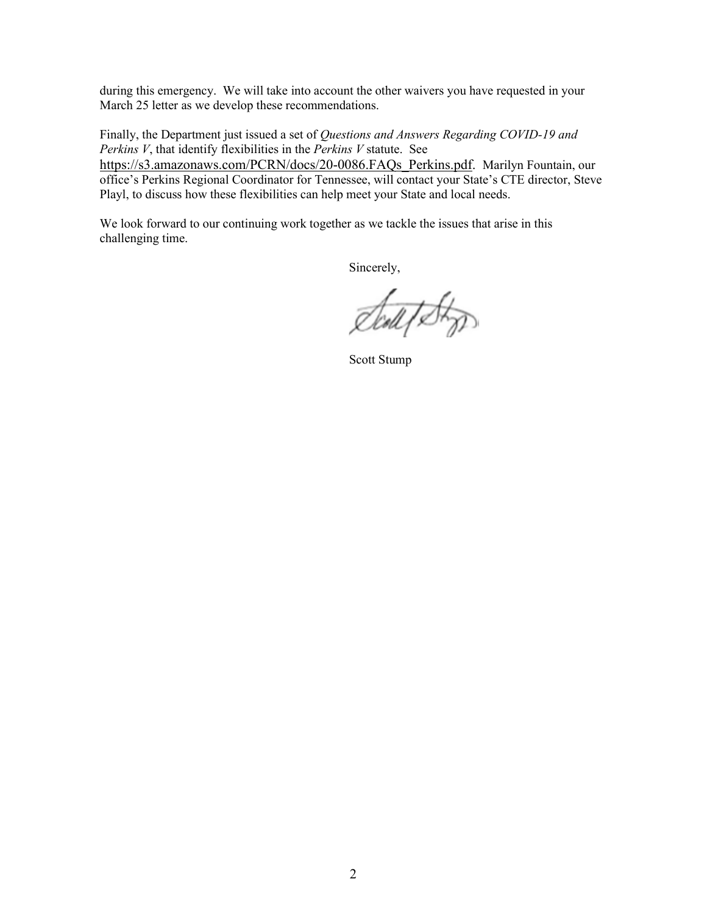during this emergency. We will take into account the other waivers you have requested in your March 25 letter as we develop these recommendations.

Finally, the Department just issued a set of *Questions and Answers Regarding COVID-19 and Perkins V*, that identify flexibilities in the *Perkins V* statute. See https://s3.amazonaws.com/PCRN/docs/20-0086.FAQs_Perkins.pdf. Marilyn Fountain, our office's Perkins Regional Coordinator for Tennessee, will contact your State's CTE director, Steve Playl, to discuss how these flexibilities can help meet your State and local needs.

We look forward to our continuing work together as we tackle the issues that arise in this challenging time.

Sincerely,

Scott Stump